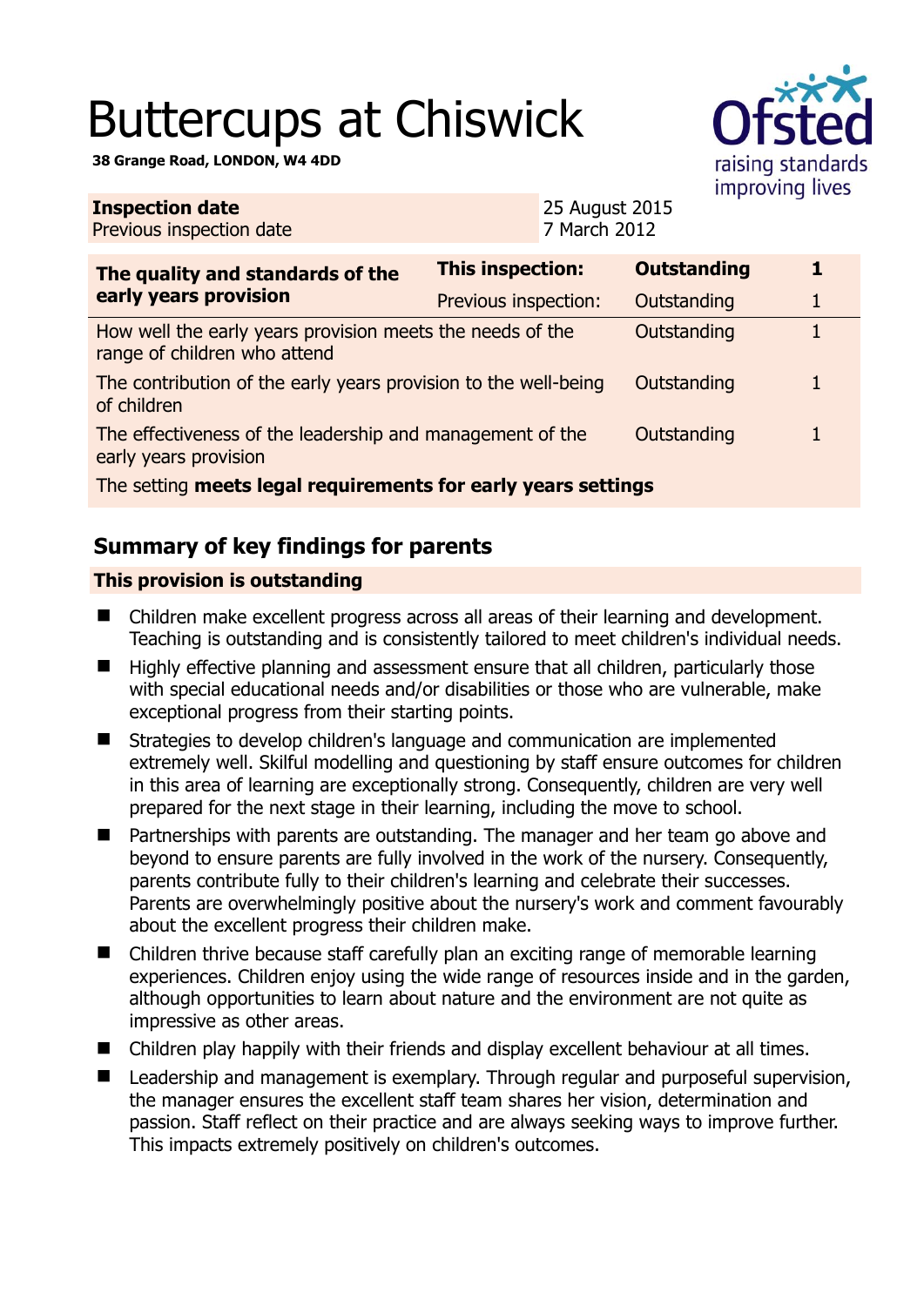# Buttercups at Chiswick

**38 Grange Road, LONDON, W4 4DD**

| **Inspection date** | 25 August 2015 |
|---|---|
| Previous inspection date | 7 March 2012 |

| **The quality and standards of the early years provision** | **This inspection:** | **Outstanding** | **1** |
|---|---|---|---|
| | Previous inspection: | Outstanding | 1 |
| How well the early years provision meets the needs of the range of children who attend | | Outstanding | 1 |
| The contribution of the early years provision to the well-being of children | | Outstanding | 1 |
| The effectiveness of the leadership and management of the early years provision | | Outstanding | 1 |
| The setting **meets legal requirements for early years settings** | | | |

## Summary of key findings for parents

### This provision is outstanding

- Children make excellent progress across all areas of their learning and development. Teaching is outstanding and is consistently tailored to meet children's individual needs.
- Highly effective planning and assessment ensure that all children, particularly those with special educational needs and/or disabilities or those who are vulnerable, make exceptional progress from their starting points.
- Strategies to develop children's language and communication are implemented extremely well. Skilful modelling and questioning by staff ensure outcomes for children in this area of learning are exceptionally strong. Consequently, children are very well prepared for the next stage in their learning, including the move to school.
- Partnerships with parents are outstanding. The manager and her team go above and beyond to ensure parents are fully involved in the work of the nursery. Consequently, parents contribute fully to their children's learning and celebrate their successes. Parents are overwhelmingly positive about the nursery's work and comment favourably about the excellent progress their children make.
- Children thrive because staff carefully plan an exciting range of memorable learning experiences. Children enjoy using the wide range of resources inside and in the garden, although opportunities to learn about nature and the environment are not quite as impressive as other areas.
- Children play happily with their friends and display excellent behaviour at all times.
- Leadership and management is exemplary. Through regular and purposeful supervision, the manager ensures the excellent staff team shares her vision, determination and passion. Staff reflect on their practice and are always seeking ways to improve further. This impacts extremely positively on children's outcomes.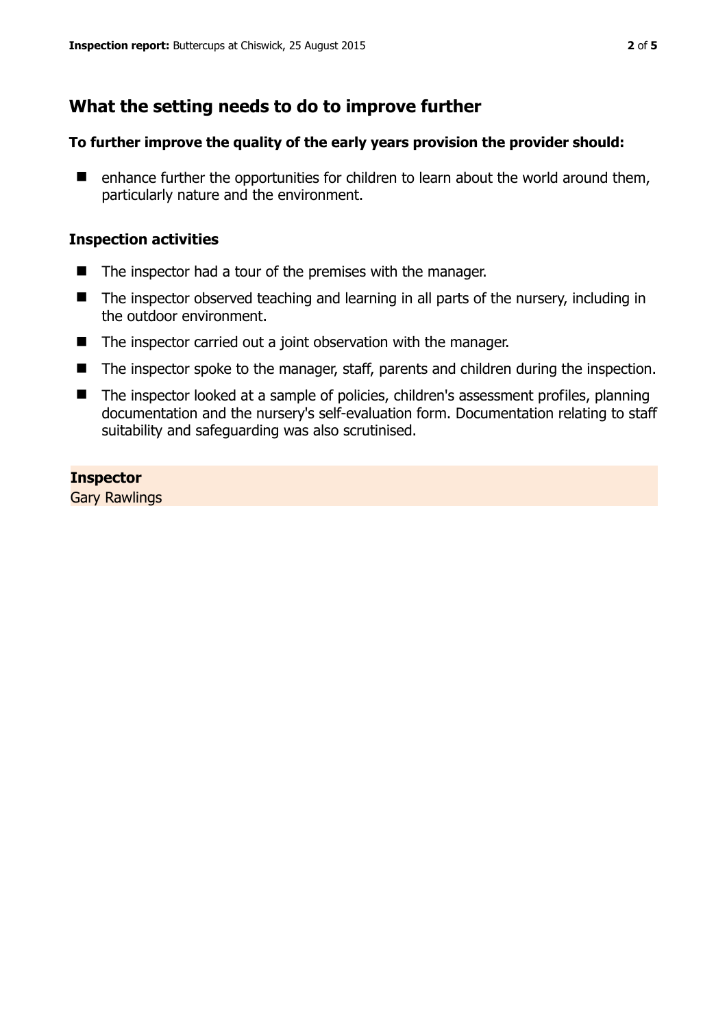## What the setting needs to do to improve further

**To further improve the quality of the early years provision the provider should:**

- enhance further the opportunities for children to learn about the world around them, particularly nature and the environment.

### Inspection activities

- The inspector had a tour of the premises with the manager.
- The inspector observed teaching and learning in all parts of the nursery, including in the outdoor environment.
- The inspector carried out a joint observation with the manager.
- The inspector spoke to the manager, staff, parents and children during the inspection.
- The inspector looked at a sample of policies, children's assessment profiles, planning documentation and the nursery's self-evaluation form. Documentation relating to staff suitability and safeguarding was also scrutinised.

**Inspector**
Gary Rawlings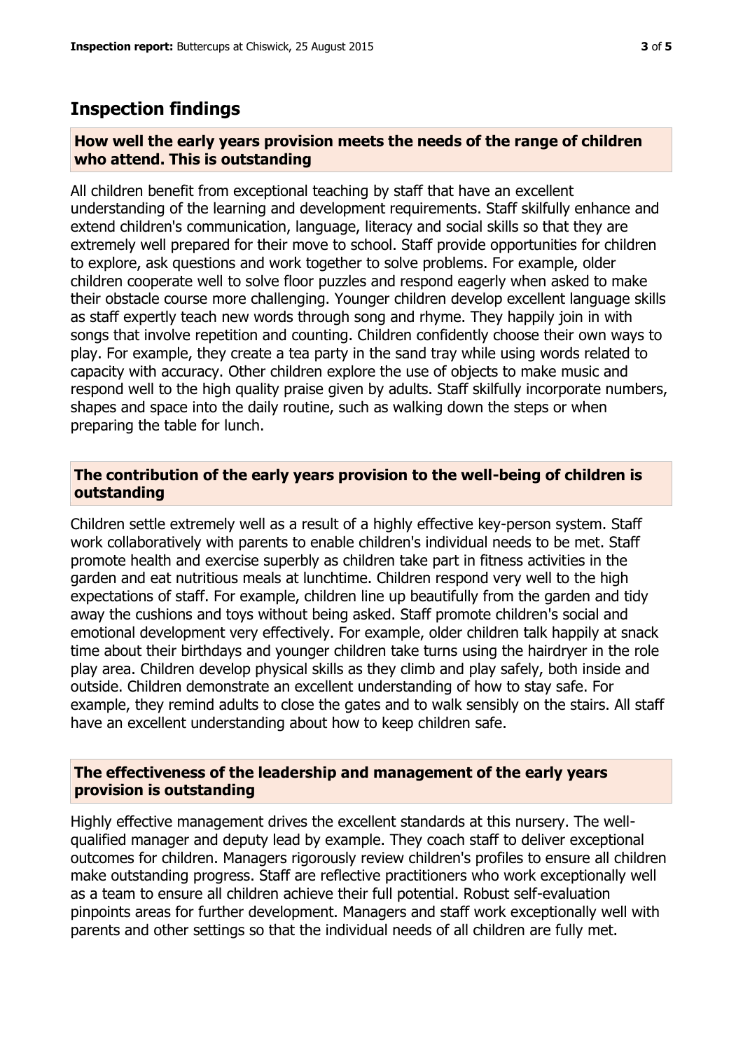## Inspection findings

### How well the early years provision meets the needs of the range of children who attend. This is outstanding

All children benefit from exceptional teaching by staff that have an excellent understanding of the learning and development requirements. Staff skilfully enhance and extend children's communication, language, literacy and social skills so that they are extremely well prepared for their move to school. Staff provide opportunities for children to explore, ask questions and work together to solve problems. For example, older children cooperate well to solve floor puzzles and respond eagerly when asked to make their obstacle course more challenging. Younger children develop excellent language skills as staff expertly teach new words through song and rhyme. They happily join in with songs that involve repetition and counting. Children confidently choose their own ways to play. For example, they create a tea party in the sand tray while using words related to capacity with accuracy. Other children explore the use of objects to make music and respond well to the high quality praise given by adults. Staff skilfully incorporate numbers, shapes and space into the daily routine, such as walking down the steps or when preparing the table for lunch.

### The contribution of the early years provision to the well-being of children is outstanding

Children settle extremely well as a result of a highly effective key-person system. Staff work collaboratively with parents to enable children's individual needs to be met. Staff promote health and exercise superbly as children take part in fitness activities in the garden and eat nutritious meals at lunchtime. Children respond very well to the high expectations of staff. For example, children line up beautifully from the garden and tidy away the cushions and toys without being asked. Staff promote children's social and emotional development very effectively. For example, older children talk happily at snack time about their birthdays and younger children take turns using the hairdryer in the role play area. Children develop physical skills as they climb and play safely, both inside and outside. Children demonstrate an excellent understanding of how to stay safe. For example, they remind adults to close the gates and to walk sensibly on the stairs. All staff have an excellent understanding about how to keep children safe.

### The effectiveness of the leadership and management of the early years provision is outstanding

Highly effective management drives the excellent standards at this nursery. The well-qualified manager and deputy lead by example. They coach staff to deliver exceptional outcomes for children. Managers rigorously review children's profiles to ensure all children make outstanding progress. Staff are reflective practitioners who work exceptionally well as a team to ensure all children achieve their full potential. Robust self-evaluation pinpoints areas for further development. Managers and staff work exceptionally well with parents and other settings so that the individual needs of all children are fully met.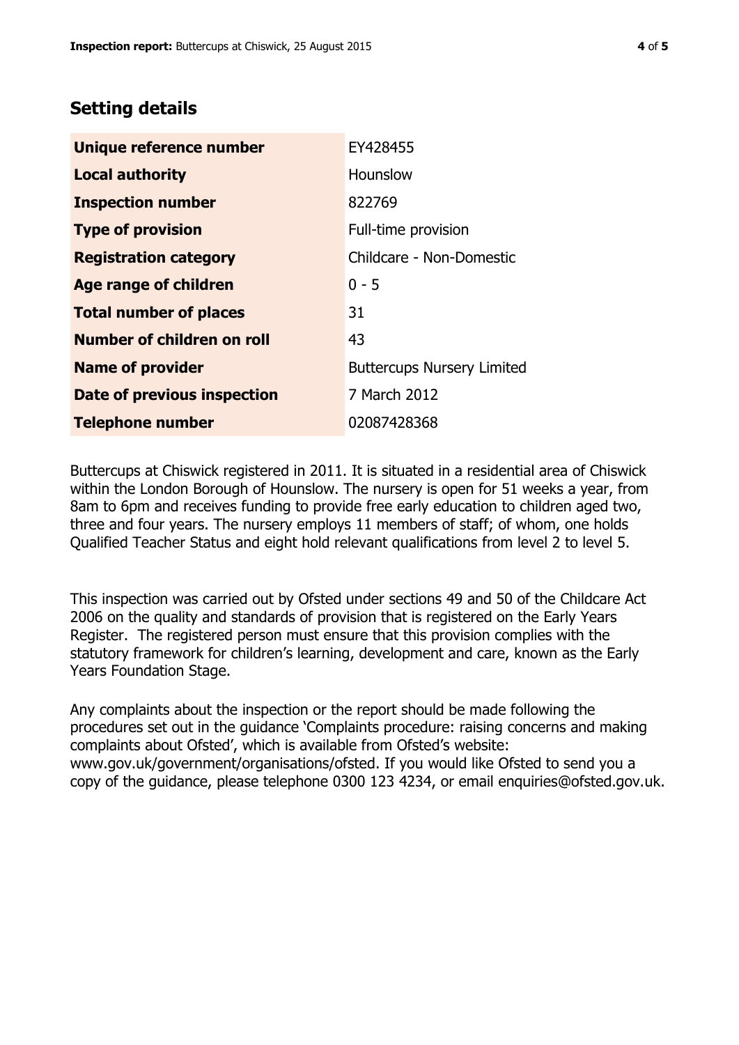## Setting details

| | |
|---|---|
| **Unique reference number** | EY428455 |
| **Local authority** | Hounslow |
| **Inspection number** | 822769 |
| **Type of provision** | Full-time provision |
| **Registration category** | Childcare - Non-Domestic |
| **Age range of children** | 0 - 5 |
| **Total number of places** | 31 |
| **Number of children on roll** | 43 |
| **Name of provider** | Buttercups Nursery Limited |
| **Date of previous inspection** | 7 March 2012 |
| **Telephone number** | 02087428368 |

Buttercups at Chiswick registered in 2011. It is situated in a residential area of Chiswick within the London Borough of Hounslow. The nursery is open for 51 weeks a year, from 8am to 6pm and receives funding to provide free early education to children aged two, three and four years. The nursery employs 11 members of staff; of whom, one holds Qualified Teacher Status and eight hold relevant qualifications from level 2 to level 5.

This inspection was carried out by Ofsted under sections 49 and 50 of the Childcare Act 2006 on the quality and standards of provision that is registered on the Early Years Register. The registered person must ensure that this provision complies with the statutory framework for children's learning, development and care, known as the Early Years Foundation Stage.

Any complaints about the inspection or the report should be made following the procedures set out in the guidance 'Complaints procedure: raising concerns and making complaints about Ofsted', which is available from Ofsted's website: www.gov.uk/government/organisations/ofsted. If you would like Ofsted to send you a copy of the guidance, please telephone 0300 123 4234, or email enquiries@ofsted.gov.uk.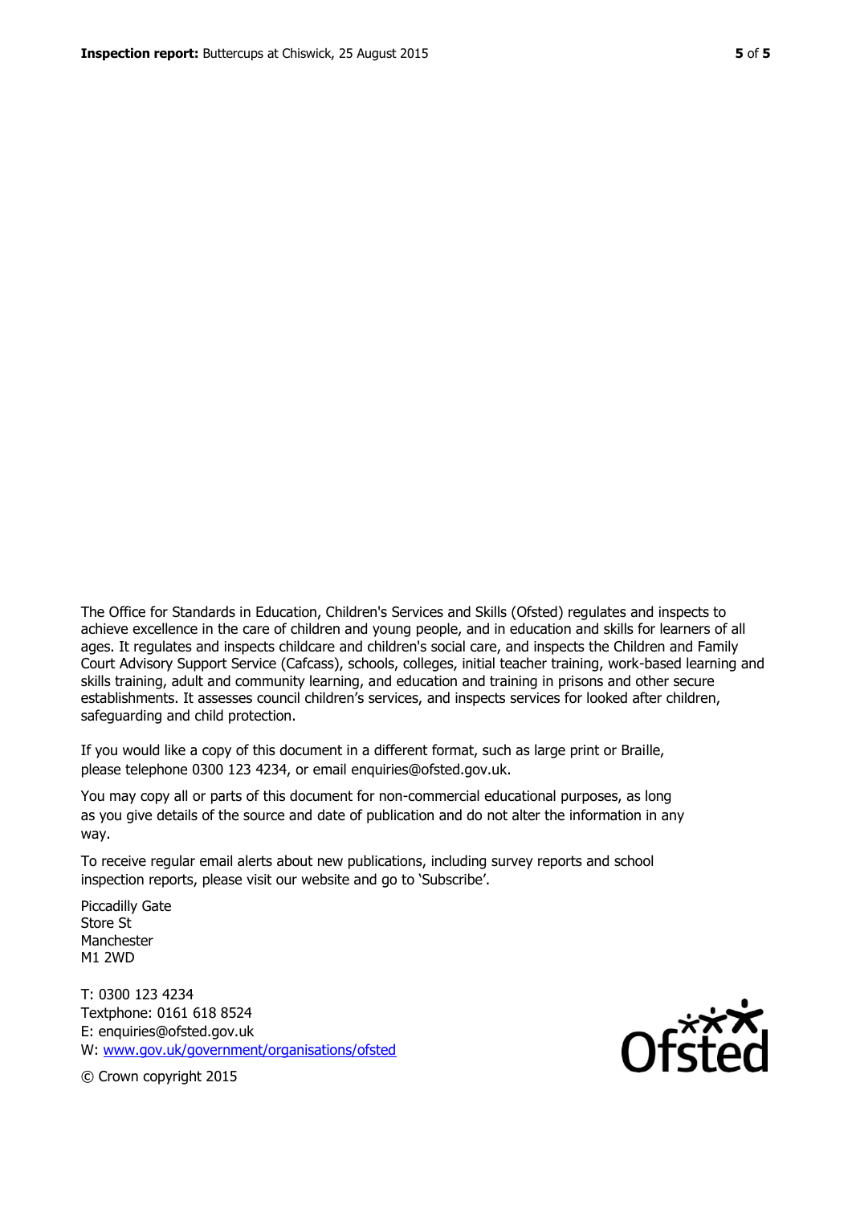The Office for Standards in Education, Children's Services and Skills (Ofsted) regulates and inspects to achieve excellence in the care of children and young people, and in education and skills for learners of all ages. It regulates and inspects childcare and children's social care, and inspects the Children and Family Court Advisory Support Service (Cafcass), schools, colleges, initial teacher training, work-based learning and skills training, adult and community learning, and education and training in prisons and other secure establishments. It assesses council children's services, and inspects services for looked after children, safeguarding and child protection.

If you would like a copy of this document in a different format, such as large print or Braille, please telephone 0300 123 4234, or email enquiries@ofsted.gov.uk.

You may copy all or parts of this document for non-commercial educational purposes, as long as you give details of the source and date of publication and do not alter the information in any way.

To receive regular email alerts about new publications, including survey reports and school inspection reports, please visit our website and go to 'Subscribe'.

Piccadilly Gate
Store St
Manchester
M1 2WD

T: 0300 123 4234
Textphone: 0161 618 8524
E: enquiries@ofsted.gov.uk
W: www.gov.uk/government/organisations/ofsted

© Crown copyright 2015

Ofsted